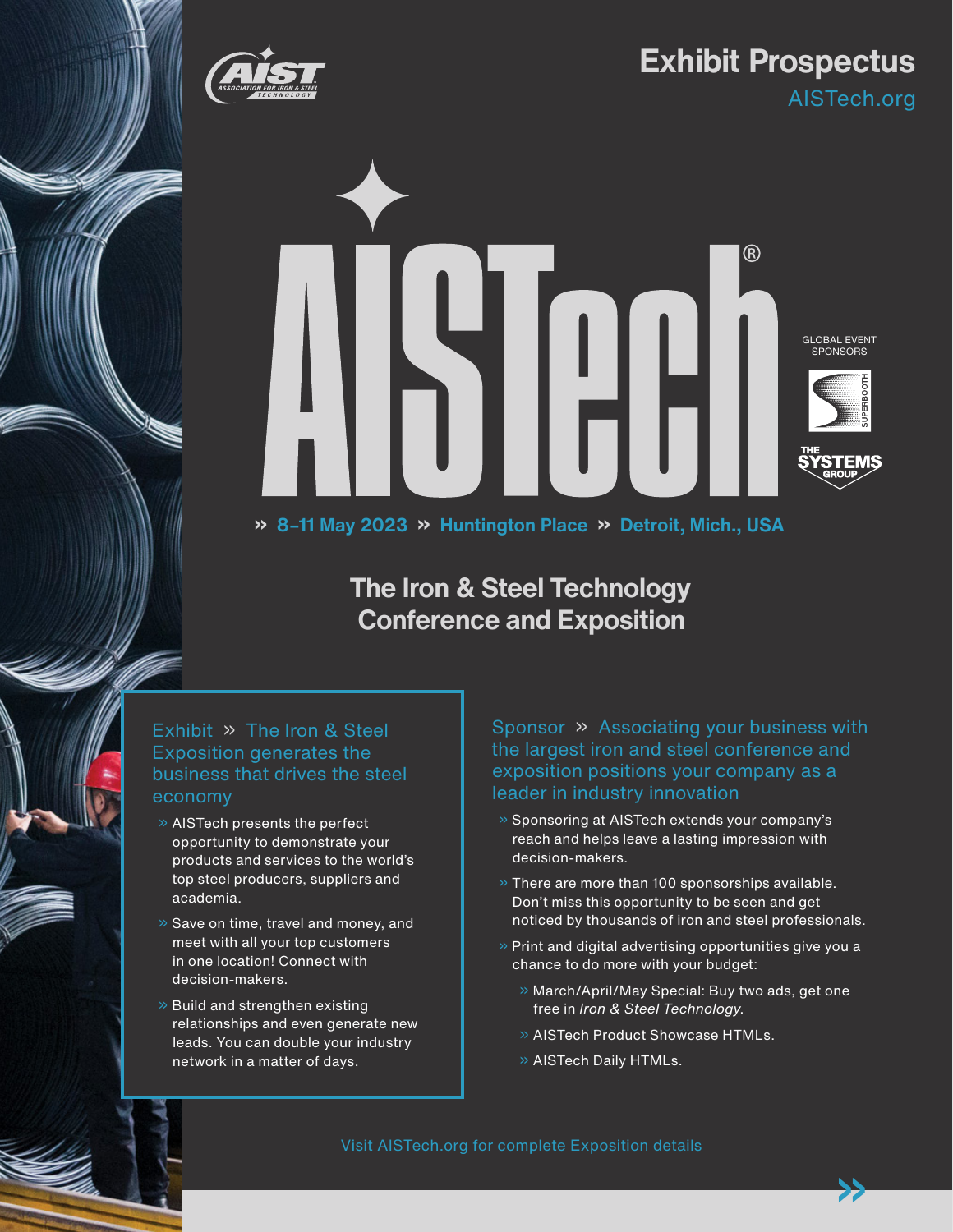# Exhibit Prospectus

AISTech.org

# AISTech®

GLOBAL EVENT SPONSORS

» 8–11 May 2023 » Huntington Place » Detroit, Mich., USA

## The Iron & Steel Technology Conference and Exposition

### Exhibit » The Iron & Steel Exposition generates the business that drives the steel economy

- AISTech presents the perfect opportunity to demonstrate your products and services to the world's top steel producers, suppliers and academia.
- Save on time, travel and money, and meet with all your top customers in one location! Connect with decision-makers.
- Build and strengthen existing relationships and even generate new leads. You can double your industry network in a matter of days.

### Sponsor » Associating your business with the largest iron and steel conference and exposition positions your company as a leader in industry innovation

- Sponsoring at AISTech extends your company's reach and helps leave a lasting impression with decision-makers.
- There are more than 100 sponsorships available. Don't miss this opportunity to be seen and get noticed by thousands of iron and steel professionals.
- Print and digital advertising opportunities give you a chance to do more with your budget:
  - March/April/May Special: Buy two ads, get one free in *Iron & Steel Technology*.
  - AISTech Product Showcase HTMLs.
  - AISTech Daily HTMLs.

Visit AISTech.org for complete Exposition details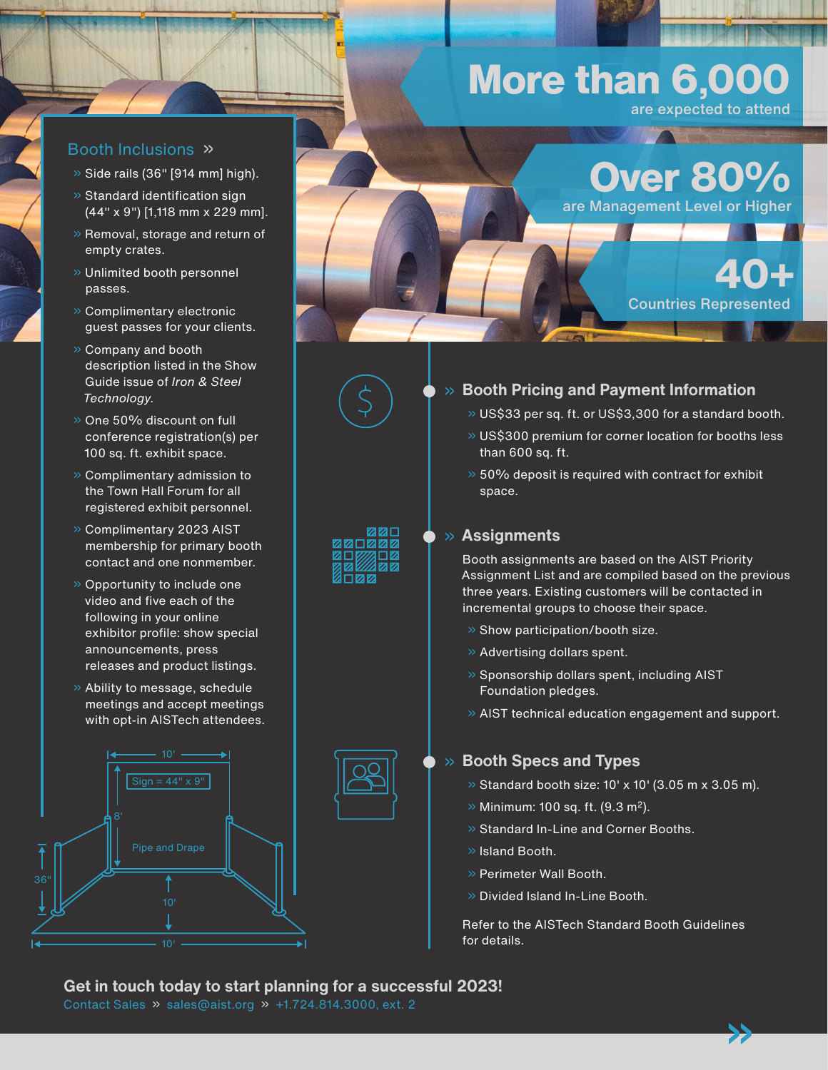## More than 6,000

are expected to attend

## Over 80%

are Management Level or Higher

## 40+

Countries Represented

## Booth Inclusions »

- Side rails (36" [914 mm] high).
- Standard identification sign (44" x 9") [1,118 mm x 229 mm].
- Removal, storage and return of empty crates.
- Unlimited booth personnel passes.
- Complimentary electronic guest passes for your clients.
- Company and booth description listed in the Show Guide issue of *Iron & Steel Technology*.
- One 50% discount on full conference registration(s) per 100 sq. ft. exhibit space.
- Complimentary admission to the Town Hall Forum for all registered exhibit personnel.
- Complimentary 2023 AIST membership for primary booth contact and one nonmember.
- Opportunity to include one video and five each of the following in your online exhibitor profile: show special announcements, press releases and product listings.
- Ability to message, schedule meetings and accept meetings with opt-in AISTech attendees.

10'
Sign = 44" x 9"
8'
Pipe and Drape
36"
10'
10'

## » Booth Pricing and Payment Information

- US$33 per sq. ft. or US$3,300 for a standard booth.
- US$300 premium for corner location for booths less than 600 sq. ft.
- 50% deposit is required with contract for exhibit space.

## » Assignments

Booth assignments are based on the AIST Priority Assignment List and are compiled based on the previous three years. Existing customers will be contacted in incremental groups to choose their space.

- Show participation/booth size.
- Advertising dollars spent.
- Sponsorship dollars spent, including AIST Foundation pledges.
- AIST technical education engagement and support.

## » Booth Specs and Types

- Standard booth size: 10' x 10' (3.05 m x 3.05 m).
- Minimum: 100 sq. ft. (9.3 m$^2$).
- Standard In-Line and Corner Booths.
- Island Booth.
- Perimeter Wall Booth.
- Divided Island In-Line Booth.

Refer to the AISTech Standard Booth Guidelines for details.

**Get in touch today to start planning for a successful 2023!**

Contact Sales » sales@aist.org » +1.724.814.3000, ext. 2